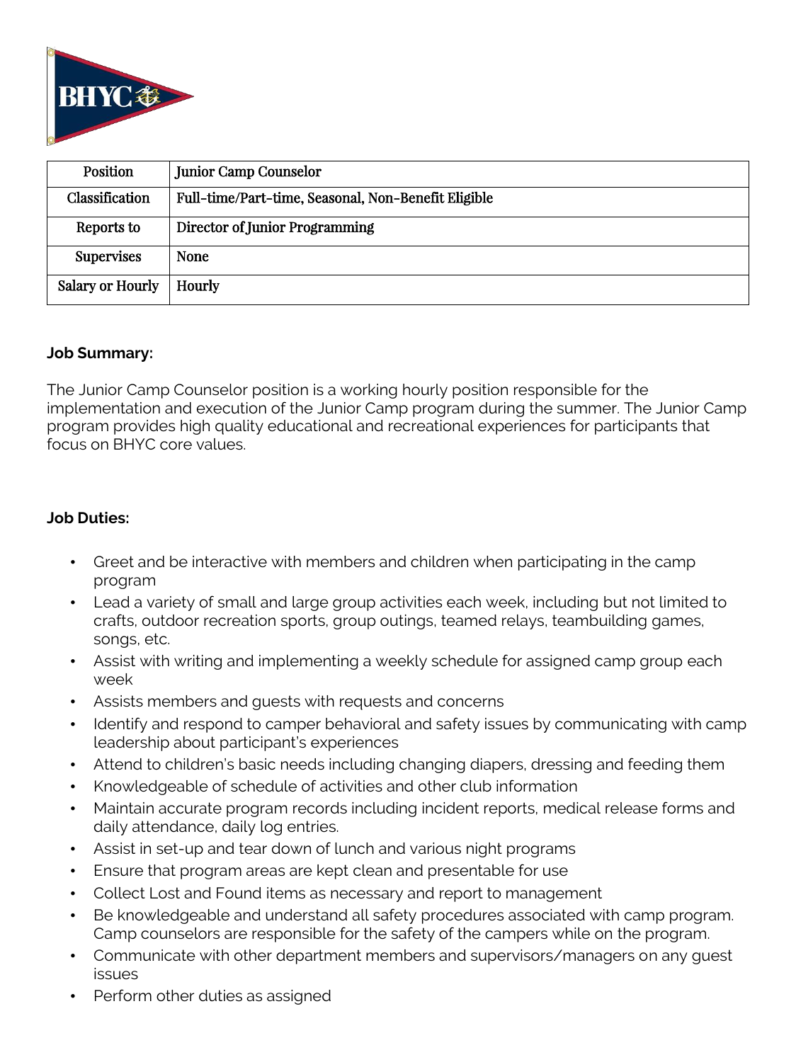| Position | Junior Camp Counselor |
|---|---|
| Classification | Full-time/Part-time, Seasonal, Non-Benefit Eligible |
| Reports to | Director of Junior Programming |
| Supervises | None |
| Salary or Hourly | Hourly |

**Job Summary:**

The Junior Camp Counselor position is a working hourly position responsible for the implementation and execution of the Junior Camp program during the summer. The Junior Camp program provides high quality educational and recreational experiences for participants that focus on BHYC core values.

**Job Duties:**

- Greet and be interactive with members and children when participating in the camp program
- Lead a variety of small and large group activities each week, including but not limited to crafts, outdoor recreation sports, group outings, teamed relays, teambuilding games, songs, etc.
- Assist with writing and implementing a weekly schedule for assigned camp group each week
- Assists members and guests with requests and concerns
- Identify and respond to camper behavioral and safety issues by communicating with camp leadership about participant's experiences
- Attend to children's basic needs including changing diapers, dressing and feeding them
- Knowledgeable of schedule of activities and other club information
- Maintain accurate program records including incident reports, medical release forms and daily attendance, daily log entries.
- Assist in set-up and tear down of lunch and various night programs
- Ensure that program areas are kept clean and presentable for use
- Collect Lost and Found items as necessary and report to management
- Be knowledgeable and understand all safety procedures associated with camp program. Camp counselors are responsible for the safety of the campers while on the program.
- Communicate with other department members and supervisors/managers on any guest issues
- Perform other duties as assigned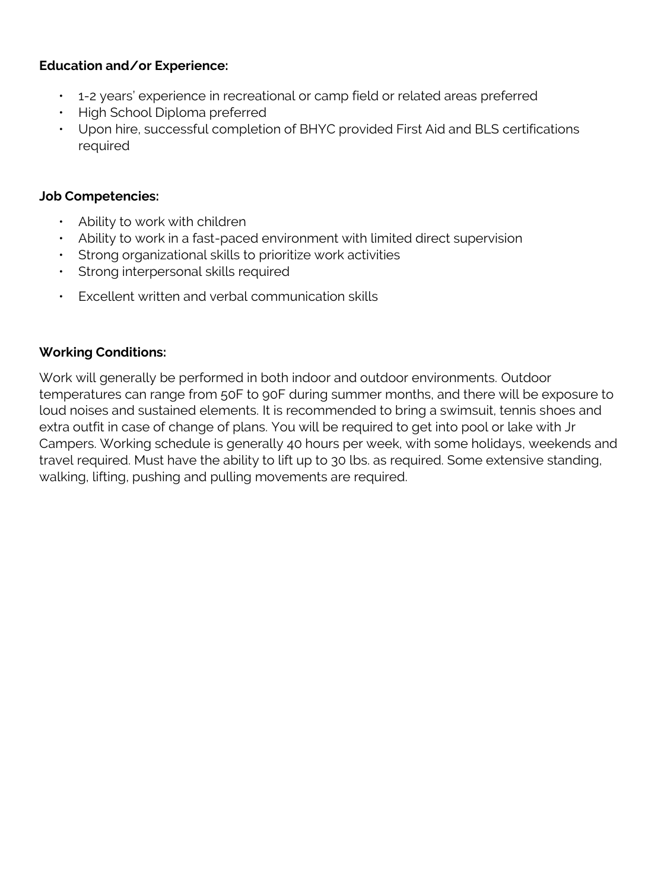**Education and/or Experience:**

- 1-2 years' experience in recreational or camp field or related areas preferred
- High School Diploma preferred
- Upon hire, successful completion of BHYC provided First Aid and BLS certifications required

**Job Competencies:**

- Ability to work with children
- Ability to work in a fast-paced environment with limited direct supervision
- Strong organizational skills to prioritize work activities
- Strong interpersonal skills required
- Excellent written and verbal communication skills

**Working Conditions:**

Work will generally be performed in both indoor and outdoor environments. Outdoor temperatures can range from 50F to 90F during summer months, and there will be exposure to loud noises and sustained elements. It is recommended to bring a swimsuit, tennis shoes and extra outfit in case of change of plans. You will be required to get into pool or lake with Jr Campers. Working schedule is generally 40 hours per week, with some holidays, weekends and travel required. Must have the ability to lift up to 30 lbs. as required. Some extensive standing, walking, lifting, pushing and pulling movements are required.